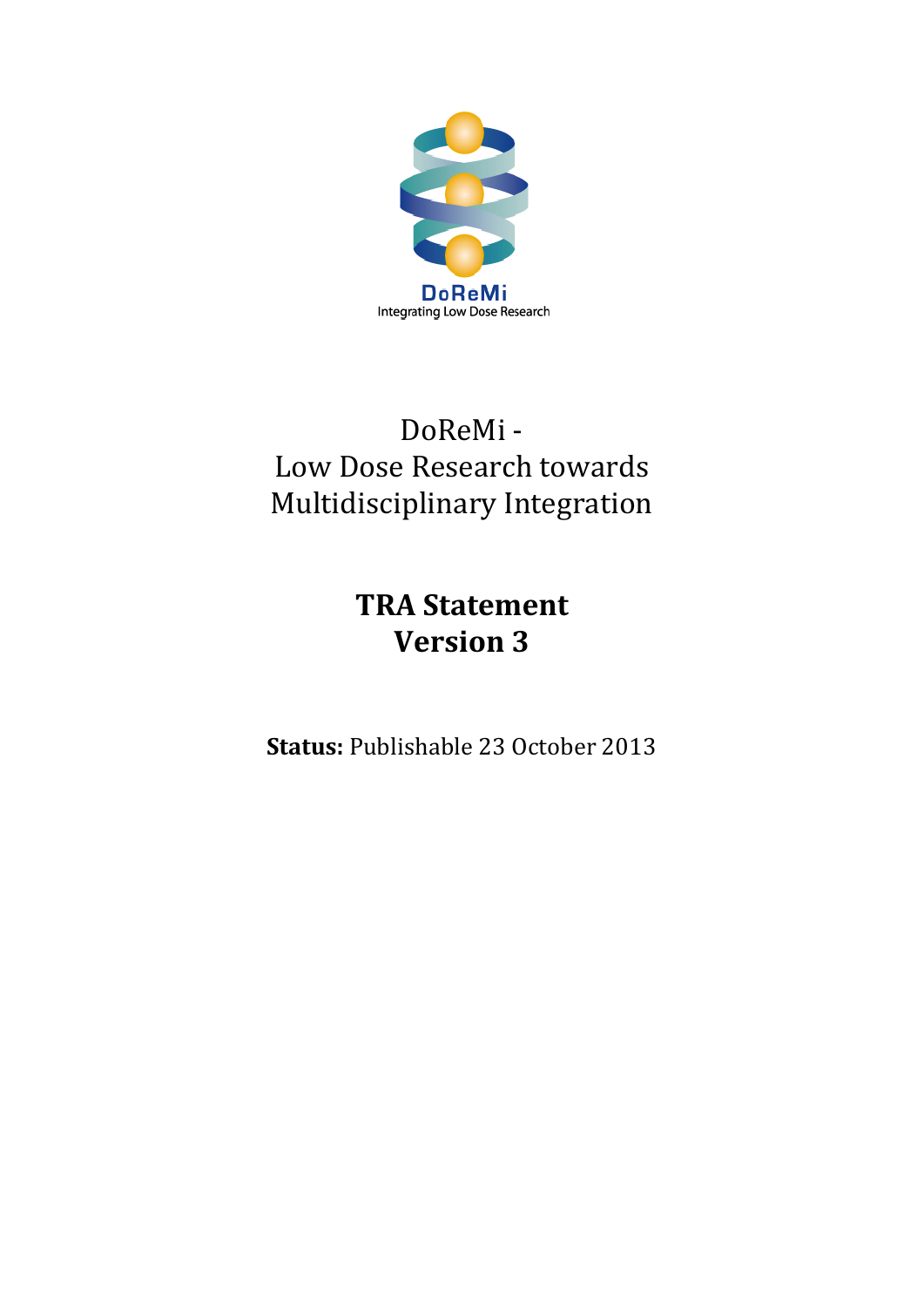DoReMi
Integrating Low Dose Research

# DoReMi - Low Dose Research towards Multidisciplinary Integration

## TRA Statement
## Version 3

**Status:** Publishable 23 October 2013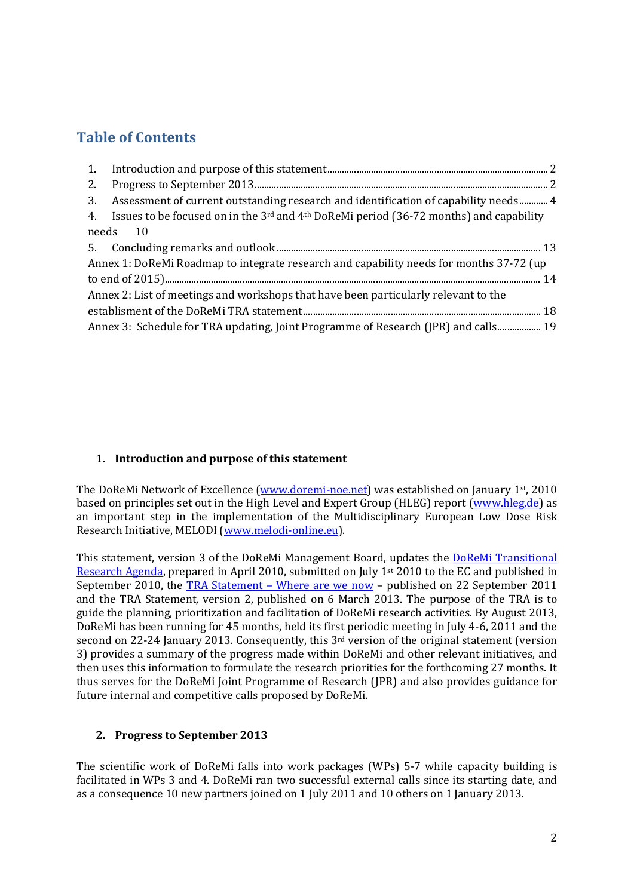## Table of Contents

1. Introduction and purpose of this statement ........ 2
2. Progress to September 2013 ........ 2
3. Assessment of current outstanding research and identification of capability needs ........ 4
4. Issues to be focused on in the 3rd and 4th DoReMi period (36-72 months) and capability needs ........ 10
5. Concluding remarks and outlook ........ 13

Annex 1: DoReMi Roadmap to integrate research and capability needs for months 37-72 (up to end of 2015) ........ 14

Annex 2: List of meetings and workshops that have been particularly relevant to the establisment of the DoReMi TRA statement ........ 18

Annex 3: Schedule for TRA updating, Joint Programme of Research (JPR) and calls ........ 19

### 1. Introduction and purpose of this statement

The DoReMi Network of Excellence (www.doremi-noe.net) was established on January 1st, 2010 based on principles set out in the High Level and Expert Group (HLEG) report (www.hleg.de) as an important step in the implementation of the Multidisciplinary European Low Dose Risk Research Initiative, MELODI (www.melodi-online.eu).

This statement, version 3 of the DoReMi Management Board, updates the DoReMi Transitional Research Agenda, prepared in April 2010, submitted on July 1st 2010 to the EC and published in September 2010, the TRA Statement – Where are we now – published on 22 September 2011 and the TRA Statement, version 2, published on 6 March 2013. The purpose of the TRA is to guide the planning, prioritization and facilitation of DoReMi research activities. By August 2013, DoReMi has been running for 45 months, held its first periodic meeting in July 4-6, 2011 and the second on 22-24 January 2013. Consequently, this 3rd version of the original statement (version 3) provides a summary of the progress made within DoReMi and other relevant initiatives, and then uses this information to formulate the research priorities for the forthcoming 27 months. It thus serves for the DoReMi Joint Programme of Research (JPR) and also provides guidance for future internal and competitive calls proposed by DoReMi.

### 2. Progress to September 2013

The scientific work of DoReMi falls into work packages (WPs) 5-7 while capacity building is facilitated in WPs 3 and 4. DoReMi ran two successful external calls since its starting date, and as a consequence 10 new partners joined on 1 July 2011 and 10 others on 1 January 2013.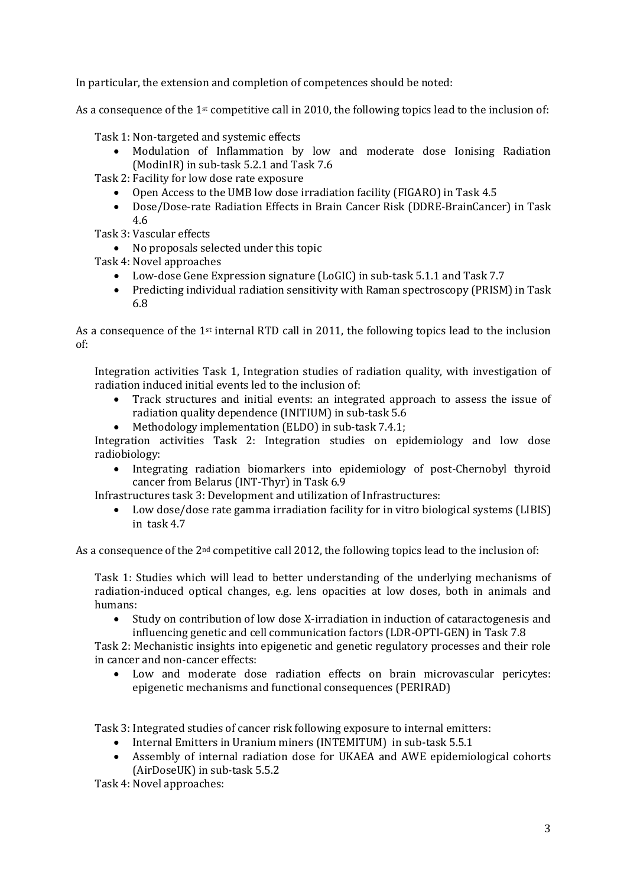In particular, the extension and completion of competences should be noted:

As a consequence of the 1st competitive call in 2010, the following topics lead to the inclusion of:

Task 1: Non-targeted and systemic effects

- Modulation of Inflammation by low and moderate dose Ionising Radiation (ModinIR) in sub-task 5.2.1 and Task 7.6

Task 2: Facility for low dose rate exposure

- Open Access to the UMB low dose irradiation facility (FIGARO) in Task 4.5
- Dose/Dose-rate Radiation Effects in Brain Cancer Risk (DDRE-BrainCancer) in Task 4.6

Task 3: Vascular effects

- No proposals selected under this topic

Task 4: Novel approaches

- Low-dose Gene Expression signature (LoGIC) in sub-task 5.1.1 and Task 7.7
- Predicting individual radiation sensitivity with Raman spectroscopy (PRISM) in Task 6.8

As a consequence of the 1st internal RTD call in 2011, the following topics lead to the inclusion of:

Integration activities Task 1, Integration studies of radiation quality, with investigation of radiation induced initial events led to the inclusion of:

- Track structures and initial events: an integrated approach to assess the issue of radiation quality dependence (INITIUM) in sub-task 5.6
- Methodology implementation (ELDO) in sub-task 7.4.1;

Integration activities Task 2: Integration studies on epidemiology and low dose radiobiology:

- Integrating radiation biomarkers into epidemiology of post-Chernobyl thyroid cancer from Belarus (INT-Thyr) in Task 6.9

Infrastructures task 3: Development and utilization of Infrastructures:

- Low dose/dose rate gamma irradiation facility for in vitro biological systems (LIBIS) in task 4.7

As a consequence of the 2nd competitive call 2012, the following topics lead to the inclusion of:

Task 1: Studies which will lead to better understanding of the underlying mechanisms of radiation-induced optical changes, e.g. lens opacities at low doses, both in animals and humans:

- Study on contribution of low dose X-irradiation in induction of cataractogenesis and influencing genetic and cell communication factors (LDR-OPTI-GEN) in Task 7.8

Task 2: Mechanistic insights into epigenetic and genetic regulatory processes and their role in cancer and non-cancer effects:

- Low and moderate dose radiation effects on brain microvascular pericytes: epigenetic mechanisms and functional consequences (PERIRAD)

Task 3: Integrated studies of cancer risk following exposure to internal emitters:

- Internal Emitters in Uranium miners (INTEMITUM) in sub-task 5.5.1
- Assembly of internal radiation dose for UKAEA and AWE epidemiological cohorts (AirDoseUK) in sub-task 5.5.2

Task 4: Novel approaches: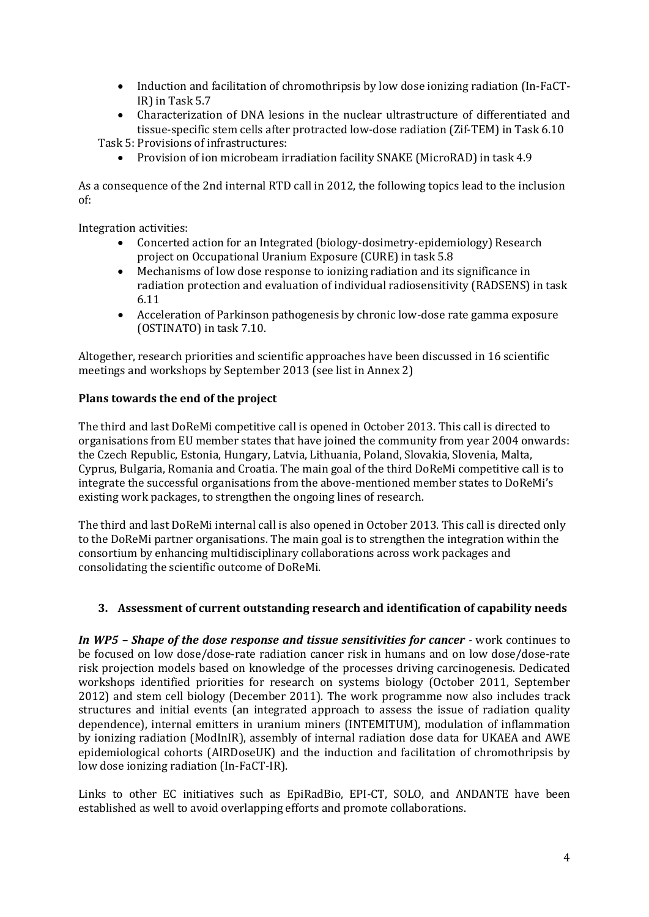- Induction and facilitation of chromothripsis by low dose ionizing radiation (In-FaCT-IR) in Task 5.7
- Characterization of DNA lesions in the nuclear ultrastructure of differentiated and tissue-specific stem cells after protracted low-dose radiation (Zif-TEM) in Task 6.10

Task 5: Provisions of infrastructures:

- Provision of ion microbeam irradiation facility SNAKE (MicroRAD) in task 4.9

As a consequence of the 2nd internal RTD call in 2012, the following topics lead to the inclusion of:

Integration activities:

- Concerted action for an Integrated (biology-dosimetry-epidemiology) Research project on Occupational Uranium Exposure (CURE) in task 5.8
- Mechanisms of low dose response to ionizing radiation and its significance in radiation protection and evaluation of individual radiosensitivity (RADSENS) in task 6.11
- Acceleration of Parkinson pathogenesis by chronic low-dose rate gamma exposure (OSTINATO) in task 7.10.

Altogether, research priorities and scientific approaches have been discussed in 16 scientific meetings and workshops by September 2013 (see list in Annex 2)

**Plans towards the end of the project**

The third and last DoReMi competitive call is opened in October 2013. This call is directed to organisations from EU member states that have joined the community from year 2004 onwards: the Czech Republic, Estonia, Hungary, Latvia, Lithuania, Poland, Slovakia, Slovenia, Malta, Cyprus, Bulgaria, Romania and Croatia. The main goal of the third DoReMi competitive call is to integrate the successful organisations from the above-mentioned member states to DoReMi's existing work packages, to strengthen the ongoing lines of research.

The third and last DoReMi internal call is also opened in October 2013. This call is directed only to the DoReMi partner organisations. The main goal is to strengthen the integration within the consortium by enhancing multidisciplinary collaborations across work packages and consolidating the scientific outcome of DoReMi.

## 3. Assessment of current outstanding research and identification of capability needs

***In WP5 – Shape of the dose response and tissue sensitivities for cancer*** - work continues to be focused on low dose/dose-rate radiation cancer risk in humans and on low dose/dose-rate risk projection models based on knowledge of the processes driving carcinogenesis. Dedicated workshops identified priorities for research on systems biology (October 2011, September 2012) and stem cell biology (December 2011). The work programme now also includes track structures and initial events (an integrated approach to assess the issue of radiation quality dependence), internal emitters in uranium miners (INTEMITUM), modulation of inflammation by ionizing radiation (ModInIR), assembly of internal radiation dose data for UKAEA and AWE epidemiological cohorts (AIRDoseUK) and the induction and facilitation of chromothripsis by low dose ionizing radiation (In-FaCT-IR).

Links to other EC initiatives such as EpiRadBio, EPI-CT, SOLO, and ANDANTE have been established as well to avoid overlapping efforts and promote collaborations.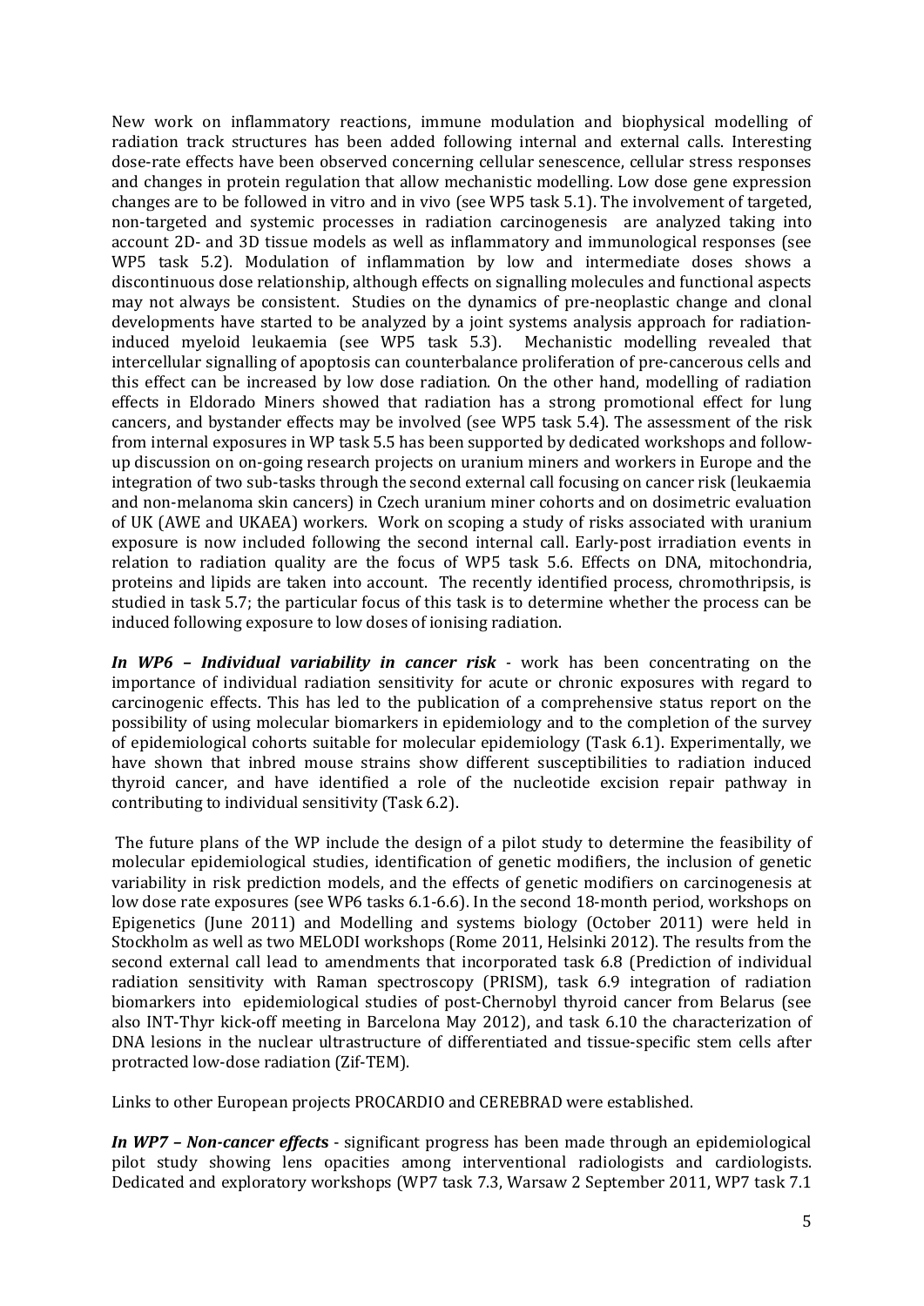New work on inflammatory reactions, immune modulation and biophysical modelling of radiation track structures has been added following internal and external calls. Interesting dose-rate effects have been observed concerning cellular senescence, cellular stress responses and changes in protein regulation that allow mechanistic modelling. Low dose gene expression changes are to be followed in vitro and in vivo (see WP5 task 5.1). The involvement of targeted, non-targeted and systemic processes in radiation carcinogenesis are analyzed taking into account 2D- and 3D tissue models as well as inflammatory and immunological responses (see WP5 task 5.2). Modulation of inflammation by low and intermediate doses shows a discontinuous dose relationship, although effects on signalling molecules and functional aspects may not always be consistent. Studies on the dynamics of pre-neoplastic change and clonal developments have started to be analyzed by a joint systems analysis approach for radiation-induced myeloid leukaemia (see WP5 task 5.3). Mechanistic modelling revealed that intercellular signalling of apoptosis can counterbalance proliferation of pre-cancerous cells and this effect can be increased by low dose radiation. On the other hand, modelling of radiation effects in Eldorado Miners showed that radiation has a strong promotional effect for lung cancers, and bystander effects may be involved (see WP5 task 5.4). The assessment of the risk from internal exposures in WP task 5.5 has been supported by dedicated workshops and follow-up discussion on on-going research projects on uranium miners and workers in Europe and the integration of two sub-tasks through the second external call focusing on cancer risk (leukaemia and non-melanoma skin cancers) in Czech uranium miner cohorts and on dosimetric evaluation of UK (AWE and UKAEA) workers. Work on scoping a study of risks associated with uranium exposure is now included following the second internal call. Early-post irradiation events in relation to radiation quality are the focus of WP5 task 5.6. Effects on DNA, mitochondria, proteins and lipids are taken into account. The recently identified process, chromothripsis, is studied in task 5.7; the particular focus of this task is to determine whether the process can be induced following exposure to low doses of ionising radiation.

***In WP6 – Individual variability in cancer risk*** - work has been concentrating on the importance of individual radiation sensitivity for acute or chronic exposures with regard to carcinogenic effects. This has led to the publication of a comprehensive status report on the possibility of using molecular biomarkers in epidemiology and to the completion of the survey of epidemiological cohorts suitable for molecular epidemiology (Task 6.1). Experimentally, we have shown that inbred mouse strains show different susceptibilities to radiation induced thyroid cancer, and have identified a role of the nucleotide excision repair pathway in contributing to individual sensitivity (Task 6.2).

The future plans of the WP include the design of a pilot study to determine the feasibility of molecular epidemiological studies, identification of genetic modifiers, the inclusion of genetic variability in risk prediction models, and the effects of genetic modifiers on carcinogenesis at low dose rate exposures (see WP6 tasks 6.1-6.6). In the second 18-month period, workshops on Epigenetics (June 2011) and Modelling and systems biology (October 2011) were held in Stockholm as well as two MELODI workshops (Rome 2011, Helsinki 2012). The results from the second external call lead to amendments that incorporated task 6.8 (Prediction of individual radiation sensitivity with Raman spectroscopy (PRISM), task 6.9 integration of radiation biomarkers into epidemiological studies of post-Chernobyl thyroid cancer from Belarus (see also INT-Thyr kick-off meeting in Barcelona May 2012), and task 6.10 the characterization of DNA lesions in the nuclear ultrastructure of differentiated and tissue-specific stem cells after protracted low-dose radiation (Zif-TEM).

Links to other European projects PROCARDIO and CEREBRAD were established.

***In WP7 – Non-cancer effects*** - significant progress has been made through an epidemiological pilot study showing lens opacities among interventional radiologists and cardiologists. Dedicated and exploratory workshops (WP7 task 7.3, Warsaw 2 September 2011, WP7 task 7.1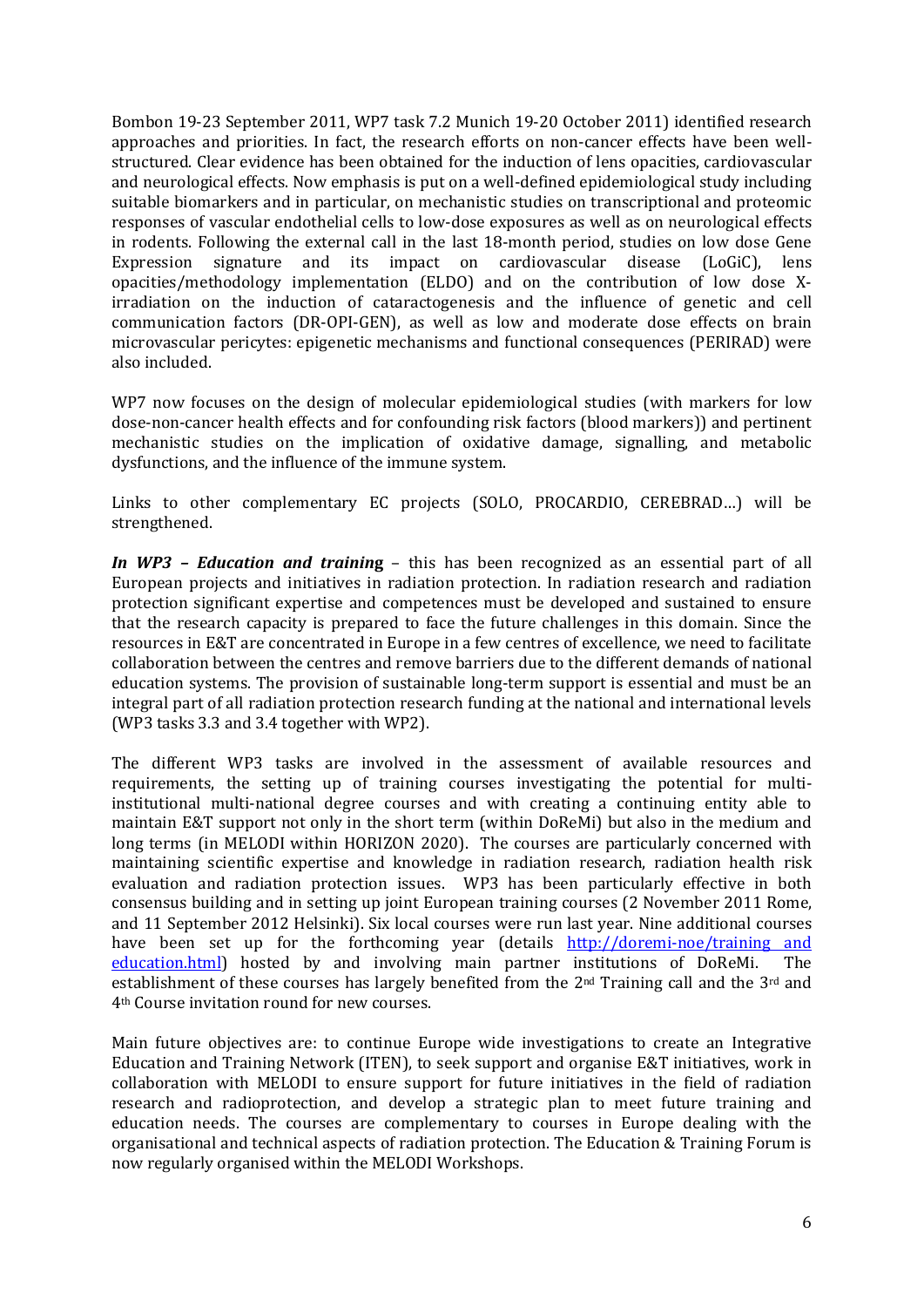Bombon 19-23 September 2011, WP7 task 7.2 Munich 19-20 October 2011) identified research approaches and priorities. In fact, the research efforts on non-cancer effects have been well-structured. Clear evidence has been obtained for the induction of lens opacities, cardiovascular and neurological effects. Now emphasis is put on a well-defined epidemiological study including suitable biomarkers and in particular, on mechanistic studies on transcriptional and proteomic responses of vascular endothelial cells to low-dose exposures as well as on neurological effects in rodents. Following the external call in the last 18-month period, studies on low dose Gene Expression signature and its impact on cardiovascular disease (LoGiC), lens opacities/methodology implementation (ELDO) and on the contribution of low dose X-irradiation on the induction of cataractogenesis and the influence of genetic and cell communication factors (DR-OPI-GEN), as well as low and moderate dose effects on brain microvascular pericytes: epigenetic mechanisms and functional consequences (PERIRAD) were also included.

WP7 now focuses on the design of molecular epidemiological studies (with markers for low dose-non-cancer health effects and for confounding risk factors (blood markers)) and pertinent mechanistic studies on the implication of oxidative damage, signalling, and metabolic dysfunctions, and the influence of the immune system.

Links to other complementary EC projects (SOLO, PROCARDIO, CEREBRAD…) will be strengthened.

***In WP3 – Education and training*** – this has been recognized as an essential part of all European projects and initiatives in radiation protection. In radiation research and radiation protection significant expertise and competences must be developed and sustained to ensure that the research capacity is prepared to face the future challenges in this domain. Since the resources in E&T are concentrated in Europe in a few centres of excellence, we need to facilitate collaboration between the centres and remove barriers due to the different demands of national education systems. The provision of sustainable long-term support is essential and must be an integral part of all radiation protection research funding at the national and international levels (WP3 tasks 3.3 and 3.4 together with WP2).

The different WP3 tasks are involved in the assessment of available resources and requirements, the setting up of training courses investigating the potential for multi-institutional multi-national degree courses and with creating a continuing entity able to maintain E&T support not only in the short term (within DoReMi) but also in the medium and long terms (in MELODI within HORIZON 2020). The courses are particularly concerned with maintaining scientific expertise and knowledge in radiation research, radiation health risk evaluation and radiation protection issues. WP3 has been particularly effective in both consensus building and in setting up joint European training courses (2 November 2011 Rome, and 11 September 2012 Helsinki). Six local courses were run last year. Nine additional courses have been set up for the forthcoming year (details [http://doremi-noe/training and education.html](http://doremi-noe/training%20and%20education.html)) hosted by and involving main partner institutions of DoReMi. The establishment of these courses has largely benefited from the 2nd Training call and the 3rd and 4th Course invitation round for new courses.

Main future objectives are: to continue Europe wide investigations to create an Integrative Education and Training Network (ITEN), to seek support and organise E&T initiatives, work in collaboration with MELODI to ensure support for future initiatives in the field of radiation research and radioprotection, and develop a strategic plan to meet future training and education needs. The courses are complementary to courses in Europe dealing with the organisational and technical aspects of radiation protection. The Education & Training Forum is now regularly organised within the MELODI Workshops.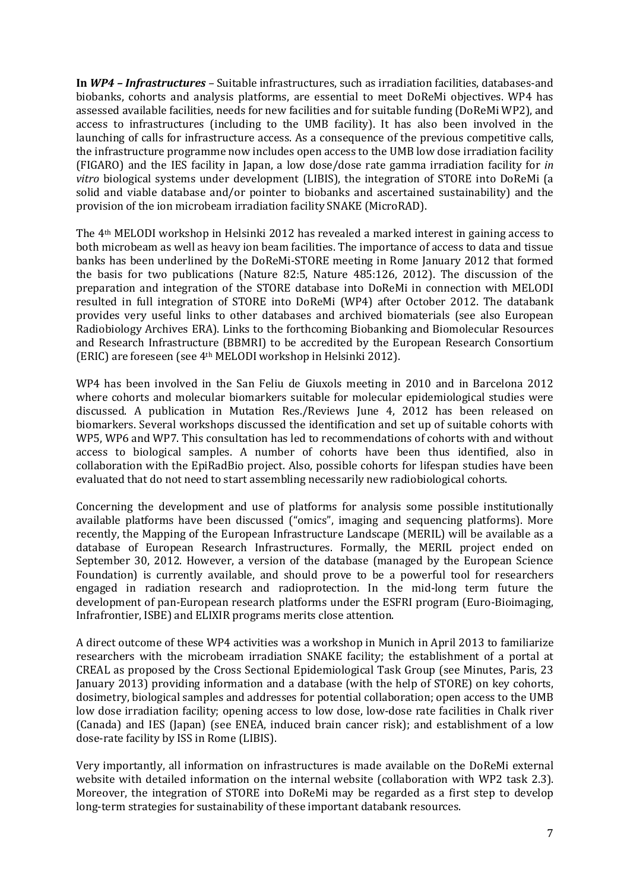**In *WP4 – Infrastructures*** – Suitable infrastructures, such as irradiation facilities, databases-and biobanks, cohorts and analysis platforms, are essential to meet DoReMi objectives. WP4 has assessed available facilities, needs for new facilities and for suitable funding (DoReMi WP2), and access to infrastructures (including to the UMB facility). It has also been involved in the launching of calls for infrastructure access. As a consequence of the previous competitive calls, the infrastructure programme now includes open access to the UMB low dose irradiation facility (FIGARO) and the IES facility in Japan, a low dose/dose rate gamma irradiation facility for *in vitro* biological systems under development (LIBIS), the integration of STORE into DoReMi (a solid and viable database and/or pointer to biobanks and ascertained sustainability) and the provision of the ion microbeam irradiation facility SNAKE (MicroRAD).

The 4th MELODI workshop in Helsinki 2012 has revealed a marked interest in gaining access to both microbeam as well as heavy ion beam facilities. The importance of access to data and tissue banks has been underlined by the DoReMi-STORE meeting in Rome January 2012 that formed the basis for two publications (Nature 82:5, Nature 485:126, 2012). The discussion of the preparation and integration of the STORE database into DoReMi in connection with MELODI resulted in full integration of STORE into DoReMi (WP4) after October 2012. The databank provides very useful links to other databases and archived biomaterials (see also European Radiobiology Archives ERA). Links to the forthcoming Biobanking and Biomolecular Resources and Research Infrastructure (BBMRI) to be accredited by the European Research Consortium (ERIC) are foreseen (see 4th MELODI workshop in Helsinki 2012).

WP4 has been involved in the San Feliu de Giuxols meeting in 2010 and in Barcelona 2012 where cohorts and molecular biomarkers suitable for molecular epidemiological studies were discussed. A publication in Mutation Res./Reviews June 4, 2012 has been released on biomarkers. Several workshops discussed the identification and set up of suitable cohorts with WP5, WP6 and WP7. This consultation has led to recommendations of cohorts with and without access to biological samples. A number of cohorts have been thus identified, also in collaboration with the EpiRadBio project. Also, possible cohorts for lifespan studies have been evaluated that do not need to start assembling necessarily new radiobiological cohorts.

Concerning the development and use of platforms for analysis some possible institutionally available platforms have been discussed ("omics", imaging and sequencing platforms). More recently, the Mapping of the European Infrastructure Landscape (MERIL) will be available as a database of European Research Infrastructures. Formally, the MERIL project ended on September 30, 2012. However, a version of the database (managed by the European Science Foundation) is currently available, and should prove to be a powerful tool for researchers engaged in radiation research and radioprotection. In the mid-long term future the development of pan-European research platforms under the ESFRI program (Euro-Bioimaging, Infrafrontier, ISBE) and ELIXIR programs merits close attention.

A direct outcome of these WP4 activities was a workshop in Munich in April 2013 to familiarize researchers with the microbeam irradiation SNAKE facility; the establishment of a portal at CREAL as proposed by the Cross Sectional Epidemiological Task Group (see Minutes, Paris, 23 January 2013) providing information and a database (with the help of STORE) on key cohorts, dosimetry, biological samples and addresses for potential collaboration; open access to the UMB low dose irradiation facility; opening access to low dose, low-dose rate facilities in Chalk river (Canada) and IES (Japan) (see ENEA, induced brain cancer risk); and establishment of a low dose-rate facility by ISS in Rome (LIBIS).

Very importantly, all information on infrastructures is made available on the DoReMi external website with detailed information on the internal website (collaboration with WP2 task 2.3). Moreover, the integration of STORE into DoReMi may be regarded as a first step to develop long-term strategies for sustainability of these important databank resources.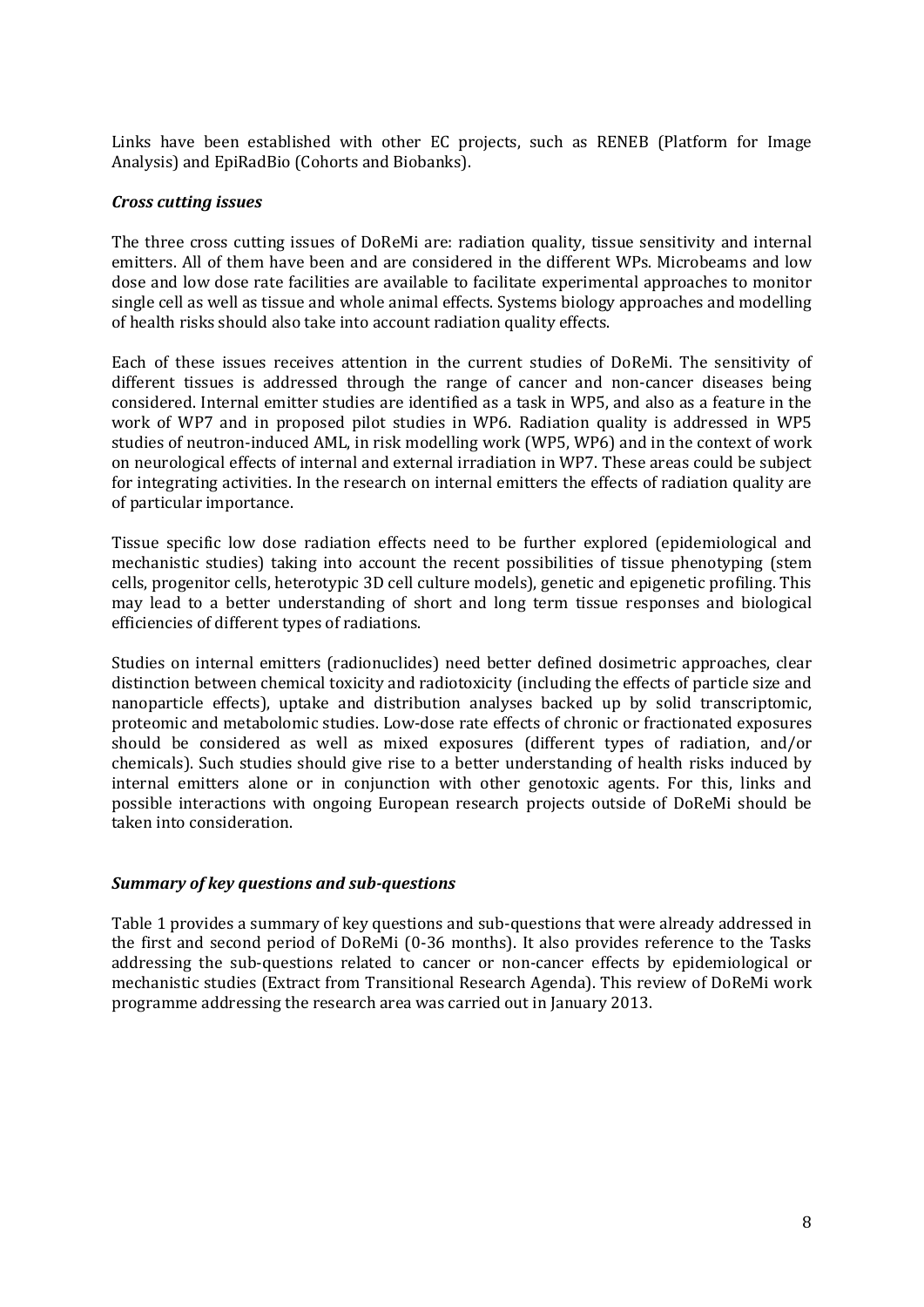Links have been established with other EC projects, such as RENEB (Platform for Image Analysis) and EpiRadBio (Cohorts and Biobanks).

### *Cross cutting issues*

The three cross cutting issues of DoReMi are: radiation quality, tissue sensitivity and internal emitters. All of them have been and are considered in the different WPs. Microbeams and low dose and low dose rate facilities are available to facilitate experimental approaches to monitor single cell as well as tissue and whole animal effects. Systems biology approaches and modelling of health risks should also take into account radiation quality effects.

Each of these issues receives attention in the current studies of DoReMi. The sensitivity of different tissues is addressed through the range of cancer and non-cancer diseases being considered. Internal emitter studies are identified as a task in WP5, and also as a feature in the work of WP7 and in proposed pilot studies in WP6. Radiation quality is addressed in WP5 studies of neutron-induced AML, in risk modelling work (WP5, WP6) and in the context of work on neurological effects of internal and external irradiation in WP7. These areas could be subject for integrating activities. In the research on internal emitters the effects of radiation quality are of particular importance.

Tissue specific low dose radiation effects need to be further explored (epidemiological and mechanistic studies) taking into account the recent possibilities of tissue phenotyping (stem cells, progenitor cells, heterotypic 3D cell culture models), genetic and epigenetic profiling. This may lead to a better understanding of short and long term tissue responses and biological efficiencies of different types of radiations.

Studies on internal emitters (radionuclides) need better defined dosimetric approaches, clear distinction between chemical toxicity and radiotoxicity (including the effects of particle size and nanoparticle effects), uptake and distribution analyses backed up by solid transcriptomic, proteomic and metabolomic studies. Low-dose rate effects of chronic or fractionated exposures should be considered as well as mixed exposures (different types of radiation, and/or chemicals). Such studies should give rise to a better understanding of health risks induced by internal emitters alone or in conjunction with other genotoxic agents. For this, links and possible interactions with ongoing European research projects outside of DoReMi should be taken into consideration.

### *Summary of key questions and sub-questions*

Table 1 provides a summary of key questions and sub-questions that were already addressed in the first and second period of DoReMi (0-36 months). It also provides reference to the Tasks addressing the sub-questions related to cancer or non-cancer effects by epidemiological or mechanistic studies (Extract from Transitional Research Agenda). This review of DoReMi work programme addressing the research area was carried out in January 2013.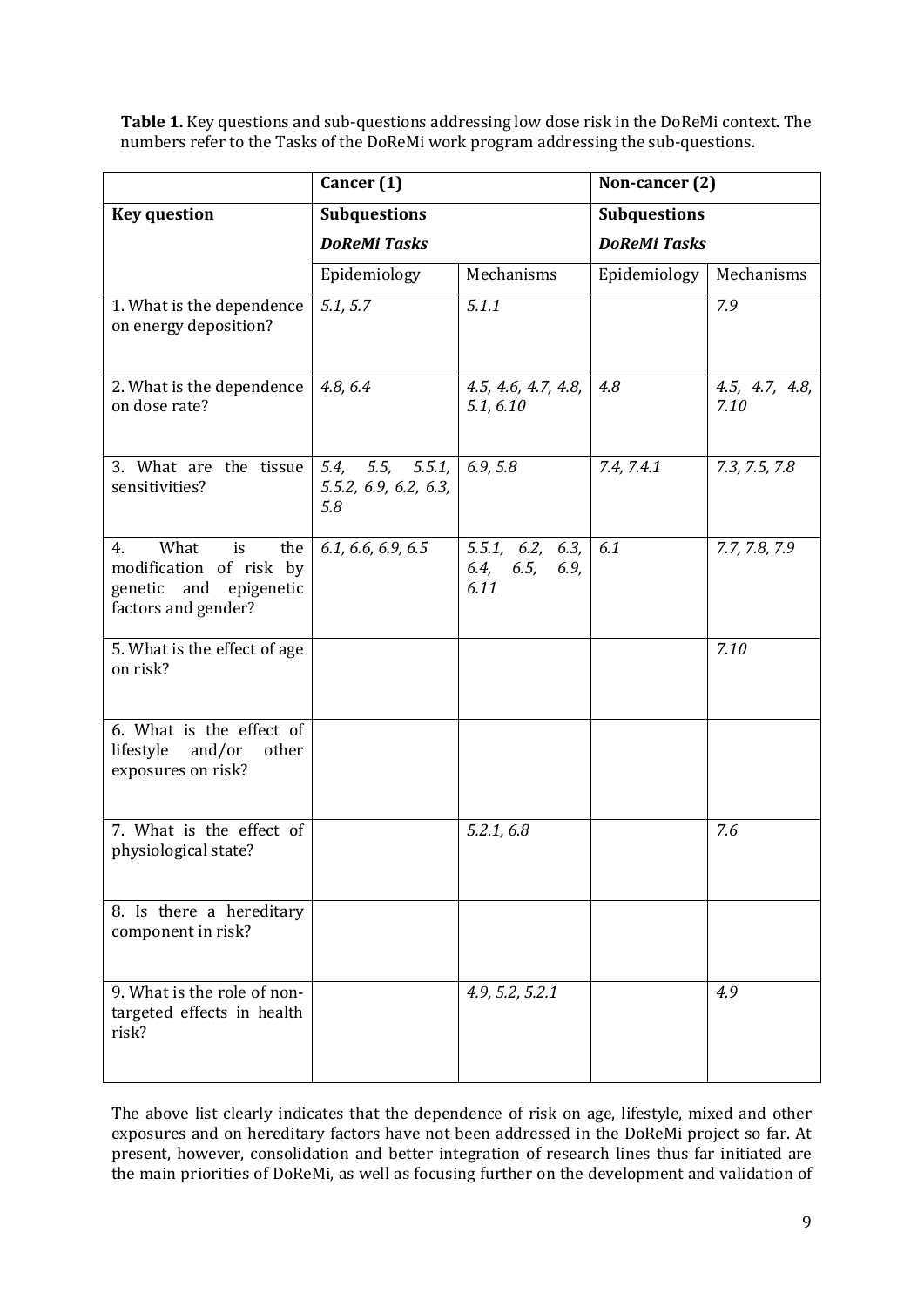**Table 1.** Key questions and sub-questions addressing low dose risk in the DoReMi context. The numbers refer to the Tasks of the DoReMi work program addressing the sub-questions.

| | Cancer (1) | | Non-cancer (2) | |
|---|---|---|---|---|
| **Key question** | **Subquestions** *DoReMi Tasks* | | **Subquestions** *DoReMi Tasks* | |
| | Epidemiology | Mechanisms | Epidemiology | Mechanisms |
| 1. What is the dependence on energy deposition? | *5.1, 5.7* | *5.1.1* | | *7.9* |
| 2. What is the dependence on dose rate? | *4.8, 6.4* | *4.5, 4.6, 4.7, 4.8, 5.1, 6.10* | *4.8* | *4.5, 4.7, 4.8, 7.10* |
| 3. What are the tissue sensitivities? | *5.4, 5.5, 5.5.1, 5.5.2, 6.9, 6.2, 6.3, 5.8* | *6.9, 5.8* | *7.4, 7.4.1* | *7.3, 7.5, 7.8* |
| 4. What is the modification of risk by genetic and epigenetic factors and gender? | *6.1, 6.6, 6.9, 6.5* | *5.5.1, 6.2, 6.3, 6.4, 6.5, 6.9, 6.11* | *6.1* | *7.7, 7.8, 7.9* |
| 5. What is the effect of age on risk? | | | | *7.10* |
| 6. What is the effect of lifestyle and/or other exposures on risk? | | | | |
| 7. What is the effect of physiological state? | | *5.2.1, 6.8* | | *7.6* |
| 8. Is there a hereditary component in risk? | | | | |
| 9. What is the role of non-targeted effects in health risk? | | *4.9, 5.2, 5.2.1* | | *4.9* |

The above list clearly indicates that the dependence of risk on age, lifestyle, mixed and other exposures and on hereditary factors have not been addressed in the DoReMi project so far. At present, however, consolidation and better integration of research lines thus far initiated are the main priorities of DoReMi, as well as focusing further on the development and validation of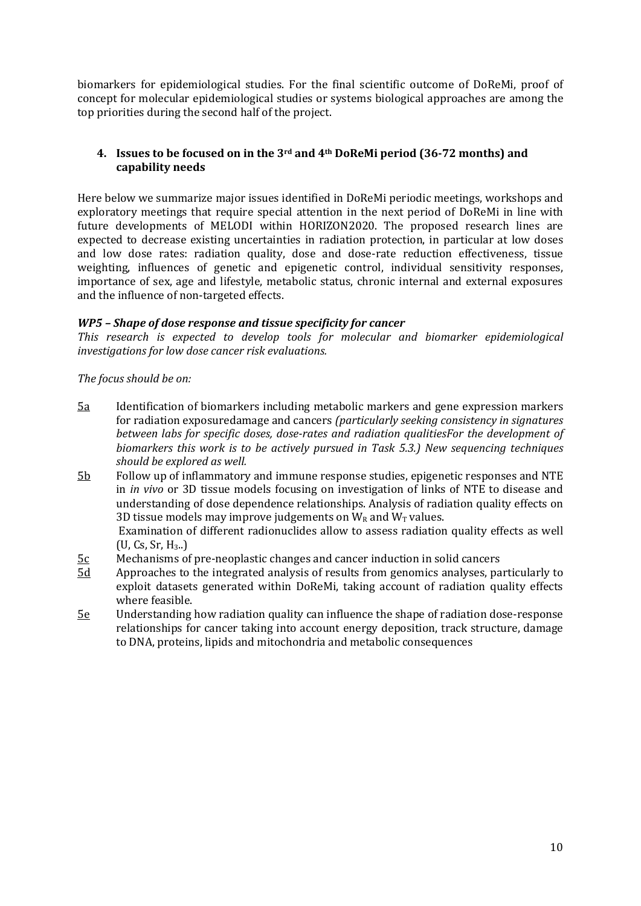biomarkers for epidemiological studies. For the final scientific outcome of DoReMi, proof of concept for molecular epidemiological studies or systems biological approaches are among the top priorities during the second half of the project.

## 4. Issues to be focused on in the 3rd and 4th DoReMi period (36-72 months) and capability needs

Here below we summarize major issues identified in DoReMi periodic meetings, workshops and exploratory meetings that require special attention in the next period of DoReMi in line with future developments of MELODI within HORIZON2020. The proposed research lines are expected to decrease existing uncertainties in radiation protection, in particular at low doses and low dose rates: radiation quality, dose and dose-rate reduction effectiveness, tissue weighting, influences of genetic and epigenetic control, individual sensitivity responses, importance of sex, age and lifestyle, metabolic status, chronic internal and external exposures and the influence of non-targeted effects.

### *WP5 – Shape of dose response and tissue specificity for cancer*

*This research is expected to develop tools for molecular and biomarker epidemiological investigations for low dose cancer risk evaluations.*

*The focus should be on:*

- 5a Identification of biomarkers including metabolic markers and gene expression markers for radiation exposuredamage and cancers *(particularly seeking consistency in signatures between labs for specific doses, dose-rates and radiation qualitiesFor the development of biomarkers this work is to be actively pursued in Task 5.3.) New sequencing techniques should be explored as well.*
- 5b Follow up of inflammatory and immune response studies, epigenetic responses and NTE in *in vivo* or 3D tissue models focusing on investigation of links of NTE to disease and understanding of dose dependence relationships. Analysis of radiation quality effects on 3D tissue models may improve judgements on $W_R$ and $W_T$ values.
  Examination of different radionuclides allow to assess radiation quality effects as well (U, Cs, Sr, $H_3$..)
- 5c Mechanisms of pre-neoplastic changes and cancer induction in solid cancers
- 5d Approaches to the integrated analysis of results from genomics analyses, particularly to exploit datasets generated within DoReMi, taking account of radiation quality effects where feasible.
- 5e Understanding how radiation quality can influence the shape of radiation dose-response relationships for cancer taking into account energy deposition, track structure, damage to DNA, proteins, lipids and mitochondria and metabolic consequences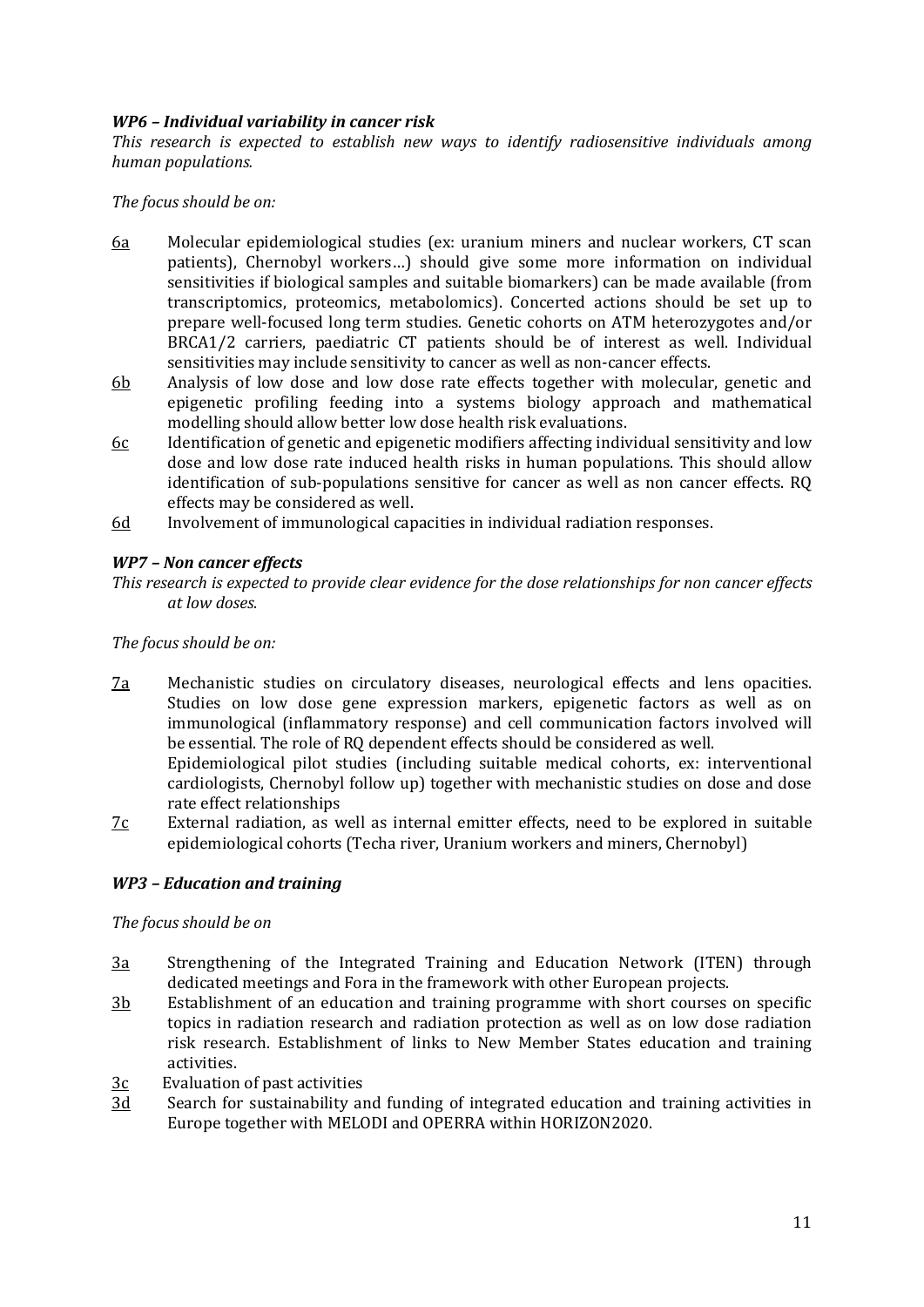### *WP6 – Individual variability in cancer risk*

*This research is expected to establish new ways to identify radiosensitive individuals among human populations.*

*The focus should be on:*

- 6a Molecular epidemiological studies (ex: uranium miners and nuclear workers, CT scan patients), Chernobyl workers…) should give some more information on individual sensitivities if biological samples and suitable biomarkers) can be made available (from transcriptomics, proteomics, metabolomics). Concerted actions should be set up to prepare well-focused long term studies. Genetic cohorts on ATM heterozygotes and/or BRCA1/2 carriers, paediatric CT patients should be of interest as well. Individual sensitivities may include sensitivity to cancer as well as non-cancer effects.
- 6b Analysis of low dose and low dose rate effects together with molecular, genetic and epigenetic profiling feeding into a systems biology approach and mathematical modelling should allow better low dose health risk evaluations.
- 6c Identification of genetic and epigenetic modifiers affecting individual sensitivity and low dose and low dose rate induced health risks in human populations. This should allow identification of sub-populations sensitive for cancer as well as non cancer effects. RQ effects may be considered as well.
- 6d Involvement of immunological capacities in individual radiation responses.

### *WP7 – Non cancer effects*

*This research is expected to provide clear evidence for the dose relationships for non cancer effects at low doses.*

*The focus should be on:*

- 7a Mechanistic studies on circulatory diseases, neurological effects and lens opacities. Studies on low dose gene expression markers, epigenetic factors as well as on immunological (inflammatory response) and cell communication factors involved will be essential. The role of RQ dependent effects should be considered as well.
  Epidemiological pilot studies (including suitable medical cohorts, ex: interventional cardiologists, Chernobyl follow up) together with mechanistic studies on dose and dose rate effect relationships
- 7c External radiation, as well as internal emitter effects, need to be explored in suitable epidemiological cohorts (Techa river, Uranium workers and miners, Chernobyl)

### *WP3 – Education and training*

*The focus should be on*

- 3a Strengthening of the Integrated Training and Education Network (ITEN) through dedicated meetings and Fora in the framework with other European projects.
- 3b Establishment of an education and training programme with short courses on specific topics in radiation research and radiation protection as well as on low dose radiation risk research. Establishment of links to New Member States education and training activities.
- 3c Evaluation of past activities
- 3d Search for sustainability and funding of integrated education and training activities in Europe together with MELODI and OPERRA within HORIZON2020.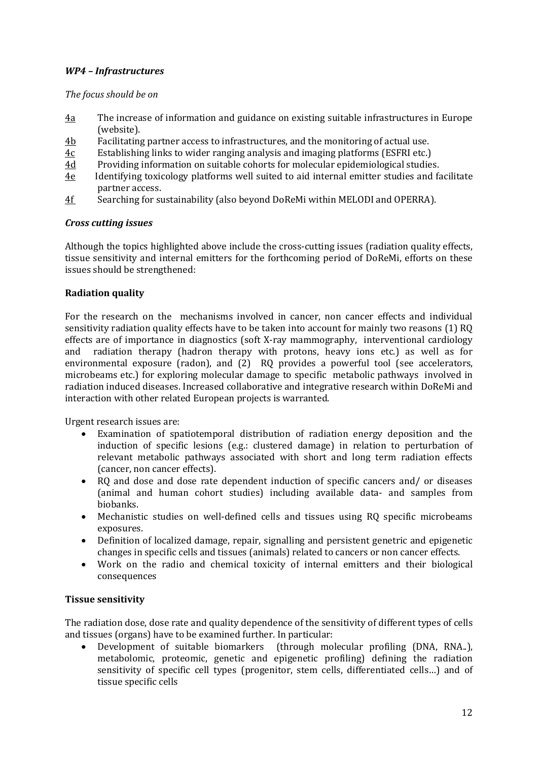***WP4 – Infrastructures***

*The focus should be on*

- 4a The increase of information and guidance on existing suitable infrastructures in Europe (website).
- 4b Facilitating partner access to infrastructures, and the monitoring of actual use.
- 4c Establishing links to wider ranging analysis and imaging platforms (ESFRI etc.)
- 4d Providing information on suitable cohorts for molecular epidemiological studies.
- 4e Identifying toxicology platforms well suited to aid internal emitter studies and facilitate partner access.
- 4f Searching for sustainability (also beyond DoReMi within MELODI and OPERRA).

***Cross cutting issues***

Although the topics highlighted above include the cross-cutting issues (radiation quality effects, tissue sensitivity and internal emitters for the forthcoming period of DoReMi, efforts on these issues should be strengthened:

**Radiation quality**

For the research on the mechanisms involved in cancer, non cancer effects and individual sensitivity radiation quality effects have to be taken into account for mainly two reasons (1) RQ effects are of importance in diagnostics (soft X-ray mammography, interventional cardiology and radiation therapy (hadron therapy with protons, heavy ions etc.) as well as for environmental exposure (radon), and (2) RQ provides a powerful tool (see accelerators, microbeams etc.) for exploring molecular damage to specific metabolic pathways involved in radiation induced diseases. Increased collaborative and integrative research within DoReMi and interaction with other related European projects is warranted.

Urgent research issues are:

- Examination of spatiotemporal distribution of radiation energy deposition and the induction of specific lesions (e.g.: clustered damage) in relation to perturbation of relevant metabolic pathways associated with short and long term radiation effects (cancer, non cancer effects).
- RQ and dose and dose rate dependent induction of specific cancers and/ or diseases (animal and human cohort studies) including available data- and samples from biobanks.
- Mechanistic studies on well-defined cells and tissues using RQ specific microbeams exposures.
- Definition of localized damage, repair, signalling and persistent genetic and epigenetic changes in specific cells and tissues (animals) related to cancers or non cancer effects.
- Work on the radio and chemical toxicity of internal emitters and their biological consequences

**Tissue sensitivity**

The radiation dose, dose rate and quality dependence of the sensitivity of different types of cells and tissues (organs) have to be examined further. In particular:

- Development of suitable biomarkers (through molecular profiling (DNA, RNA..), metabolomic, proteomic, genetic and epigenetic profiling) defining the radiation sensitivity of specific cell types (progenitor, stem cells, differentiated cells…) and of tissue specific cells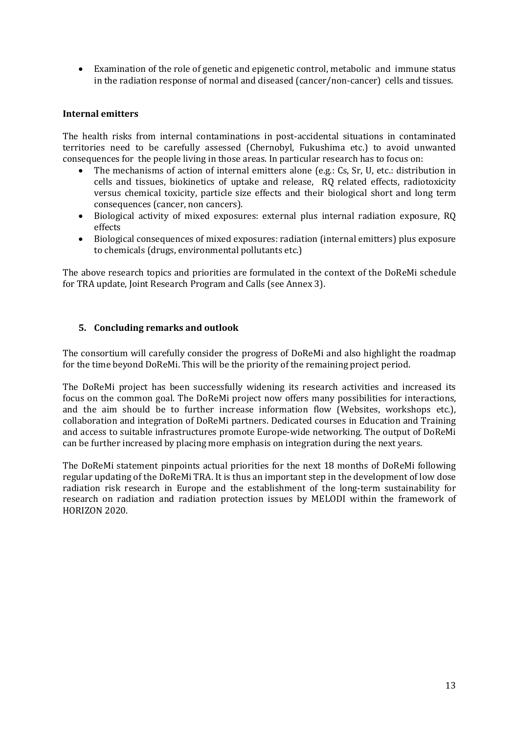- Examination of the role of genetic and epigenetic control, metabolic and immune status in the radiation response of normal and diseased (cancer/non-cancer) cells and tissues.

### Internal emitters

The health risks from internal contaminations in post-accidental situations in contaminated territories need to be carefully assessed (Chernobyl, Fukushima etc.) to avoid unwanted consequences for the people living in those areas. In particular research has to focus on:

- The mechanisms of action of internal emitters alone (e.g.: Cs, Sr, U, etc.: distribution in cells and tissues, biokinetics of uptake and release, RQ related effects, radiotoxicity versus chemical toxicity, particle size effects and their biological short and long term consequences (cancer, non cancers).
- Biological activity of mixed exposures: external plus internal radiation exposure, RQ effects
- Biological consequences of mixed exposures: radiation (internal emitters) plus exposure to chemicals (drugs, environmental pollutants etc.)

The above research topics and priorities are formulated in the context of the DoReMi schedule for TRA update, Joint Research Program and Calls (see Annex 3).

## 5. Concluding remarks and outlook

The consortium will carefully consider the progress of DoReMi and also highlight the roadmap for the time beyond DoReMi. This will be the priority of the remaining project period.

The DoReMi project has been successfully widening its research activities and increased its focus on the common goal. The DoReMi project now offers many possibilities for interactions, and the aim should be to further increase information flow (Websites, workshops etc.), collaboration and integration of DoReMi partners. Dedicated courses in Education and Training and access to suitable infrastructures promote Europe-wide networking. The output of DoReMi can be further increased by placing more emphasis on integration during the next years.

The DoReMi statement pinpoints actual priorities for the next 18 months of DoReMi following regular updating of the DoReMi TRA. It is thus an important step in the development of low dose radiation risk research in Europe and the establishment of the long-term sustainability for research on radiation and radiation protection issues by MELODI within the framework of HORIZON 2020.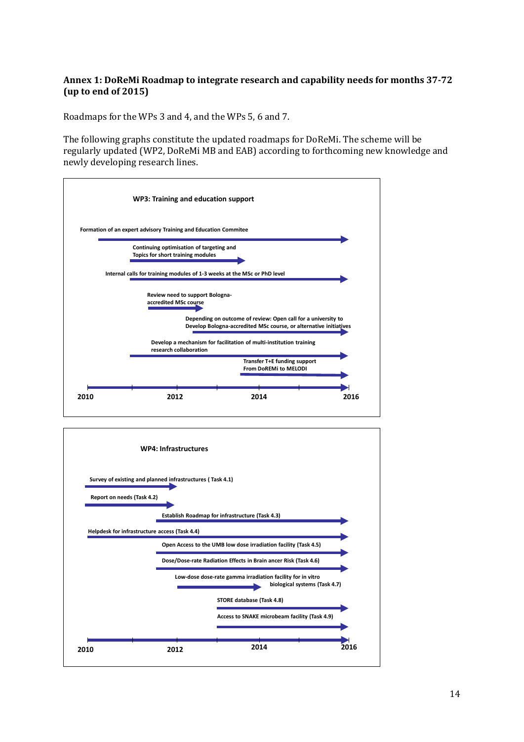**Annex 1: DoReMi Roadmap to integrate research and capability needs for months 37-72 (up to end of 2015)**

Roadmaps for the WPs 3 and 4, and the WPs 5, 6 and 7.

The following graphs constitute the updated roadmaps for DoReMi. The scheme will be regularly updated (WP2, DoReMi MB and EAB) according to forthcoming new knowledge and newly developing research lines.

**WP3: Training and education support**

Formation of an expert advisory Training and Education Commitee

Continuing optimisation of targeting and Topics for short training modules

Internal calls for training modules of 1-3 weeks at the MSc or PhD level

Review need to support Bologna-accredited MSc course

Depending on outcome of review: Open call for a university to Develop Bologna-accredited MSc course, or alternative initiatives

Develop a mechanism for facilitation of multi-institution training research collaboration

Transfer T+E funding support From DoREMi to MELODI

2010 2012 2014 2016

**WP4: Infrastructures**

Survey of existing and planned infrastructures ( Task 4.1)

Report on needs (Task 4.2)

Establish Roadmap for infrastructure (Task 4.3)

Helpdesk for infrastructure access (Task 4.4)

Open Access to the UMB low dose irradiation facility (Task 4.5)

Dose/Dose-rate Radiation Effects in Brain ancer Risk (Task 4.6)

Low-dose dose-rate gamma irradiation facility for in vitro biological systems (Task 4.7)

STORE database (Task 4.8)

Access to SNAKE microbeam facility (Task 4.9)

2010 2012 2014 2016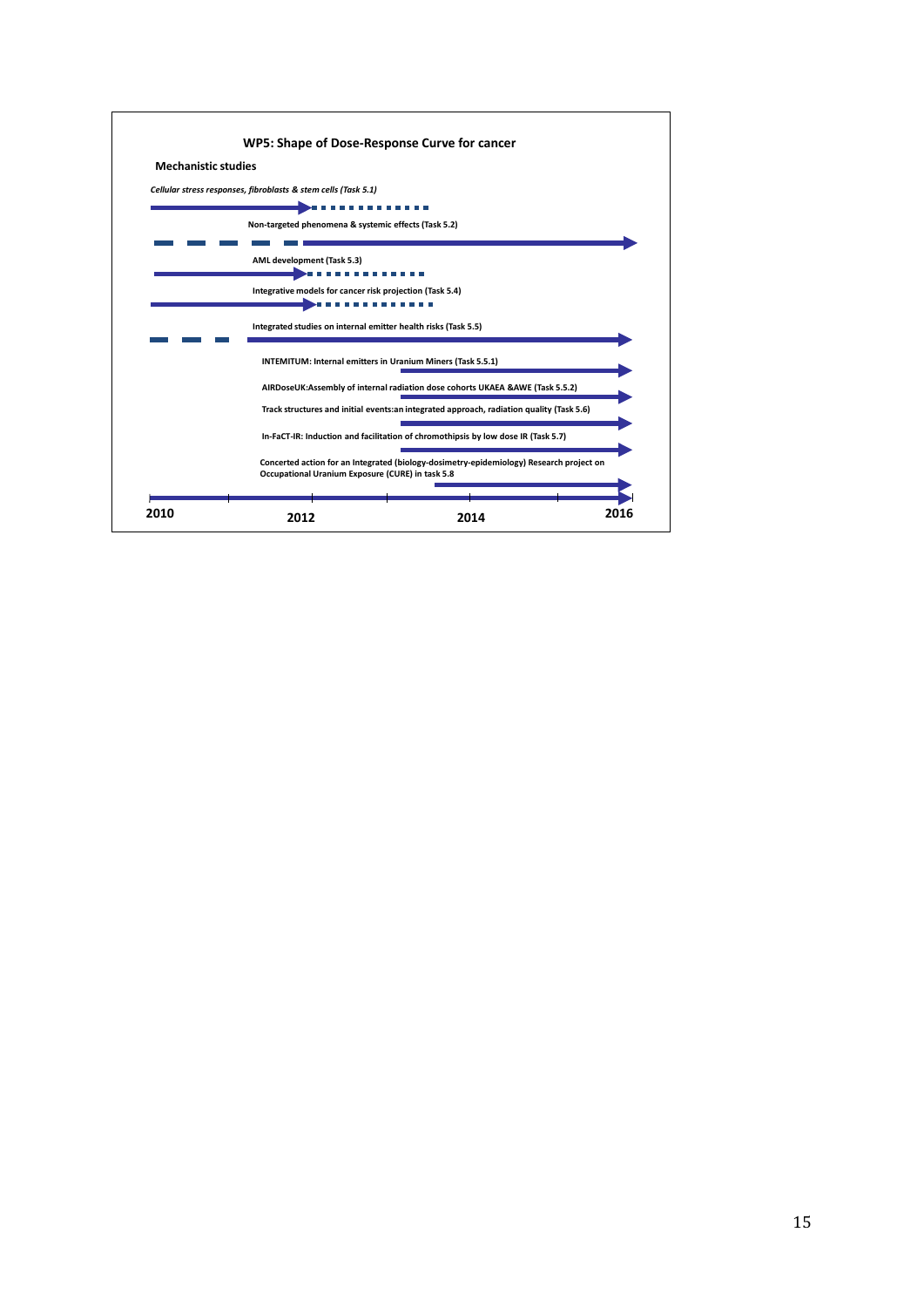## WP5: Shape of Dose-Response Curve for cancer

**Mechanistic studies**

*Cellular stress responses, fibroblasts & stem cells (Task 5.1)*

Non-targeted phenomena & systemic effects (Task 5.2)

AML development (Task 5.3)

Integrative models for cancer risk projection (Task 5.4)

Integrated studies on internal emitter health risks (Task 5.5)

INTEMITUM: Internal emitters in Uranium Miners (Task 5.5.1)

AIRDoseUK:Assembly of internal radiation dose cohorts UKAEA &AWE (Task 5.5.2)

Track structures and initial events:an integrated approach, radiation quality (Task 5.6)

In-FaCT-IR: Induction and facilitation of chromothipsis by low dose IR (Task 5.7)

Concerted action for an Integrated (biology-dosimetry-epidemiology) Research project on Occupational Uranium Exposure (CURE) in task 5.8

2010 2012 2014 2016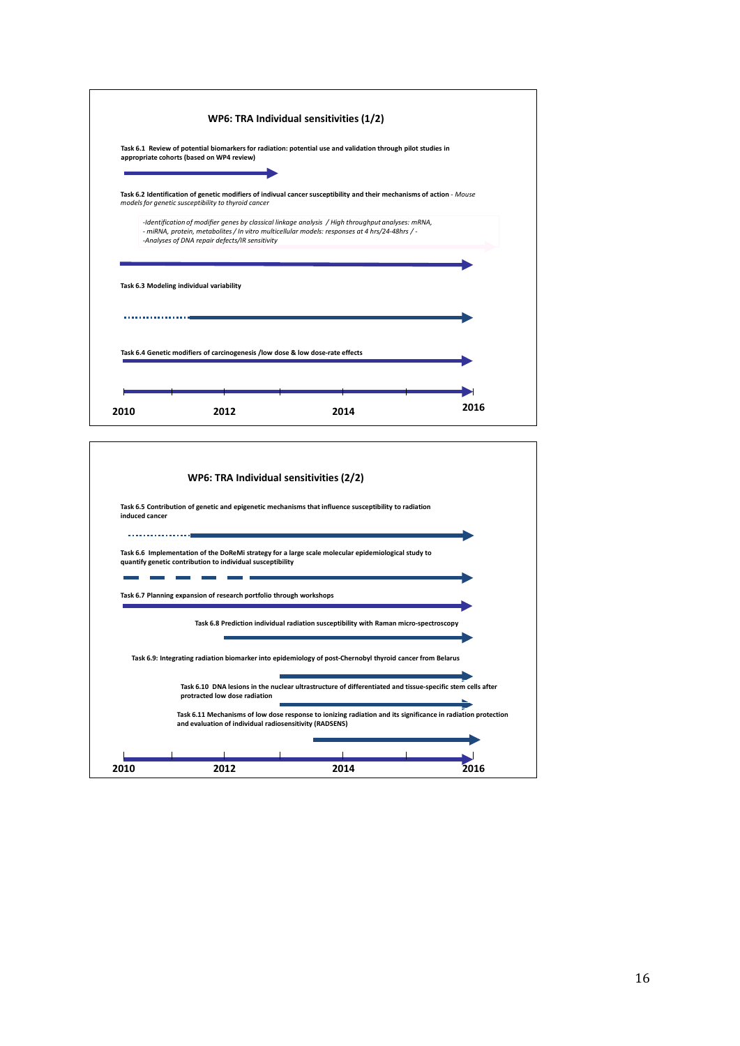## WP6: TRA Individual sensitivities (1/2)

**Task 6.1 Review of potential biomarkers for radiation: potential use and validation through pilot studies in appropriate cohorts (based on WP4 review)**

**Task 6.2 Identification of genetic modifiers of indivual cancer susceptibility and their mechanisms of action** - *Mouse models for genetic susceptibility to thyroid cancer*

*-Identification of modifier genes by classical linkage analysis / High throughput analyses: mRNA,*
*- miRNA, protein, metabolites / In vitro multicellular models: responses at 4 hrs/24-48hrs / -*
*-Analyses of DNA repair defects/IR sensitivity*

**Task 6.3 Modeling individual variability**

**Task 6.4 Genetic modifiers of carcinogenesis /low dose & low dose-rate effects**

**2010** **2012** **2014** **2016**

## WP6: TRA Individual sensitivities (2/2)

**Task 6.5 Contribution of genetic and epigenetic mechanisms that influence susceptibility to radiation induced cancer**

**Task 6.6 Implementation of the DoReMi strategy for a large scale molecular epidemiological study to quantify genetic contribution to individual susceptibility**

**Task 6.7 Planning expansion of research portfolio through workshops**

**Task 6.8 Prediction individual radiation susceptibility with Raman micro-spectroscopy**

**Task 6.9: Integrating radiation biomarker into epidemiology of post-Chernobyl thyroid cancer from Belarus**

**Task 6.10 DNA lesions in the nuclear ultrastructure of differentiated and tissue-specific stem cells after protracted low dose radiation**

**Task 6.11 Mechanisms of low dose response to ionizing radiation and its significance in radiation protection and evaluation of individual radiosensitivity (RADSENS)**

**2010** **2012** **2014** **2016**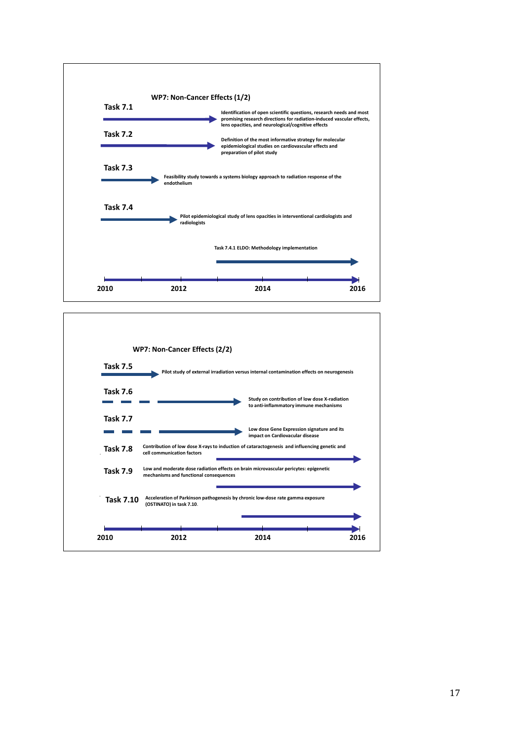## WP7: Non-Cancer Effects (1/2)

**Task 7.1**

Identification of open scientific questions, research needs and most promising research directions for radiation-induced vascular effects, lens opacities, and neurological/cognitive effects

**Task 7.2**

Definition of the most informative strategy for molecular epidemiological studies on cardiovascular effects and preparation of pilot study

**Task 7.3**

Feasibility study towards a systems biology approach to radiation response of the endothelium

**Task 7.4**

Pilot epidemiological study of lens opacities in interventional cardiologists and radiologists

Task 7.4.1 ELDO: Methodology implementation

2010 — 2012 — 2014 — 2016

## WP7: Non-Cancer Effects (2/2)

**Task 7.5**

Pilot study of external irradiation versus internal contamination effects on neurogenesis

**Task 7.6**

Study on contribution of low dose X-radiation to anti-inflammatory immune mechanisms

**Task 7.7**

Low dose Gene Expression signature and its impact on Cardiovacular disease

**Task 7.8**

Contribution of low dose X-rays to induction of cataractogenesis and influencing genetic and cell communication factors

**Task 7.9**

Low and moderate dose radiation effects on brain microvascular pericytes: epigenetic mechanisms and functional consequences

**Task 7.10**

Acceleration of Parkinson pathogenesis by chronic low-dose rate gamma exposure (OSTINATO) in task 7.10.

2010 — 2012 — 2014 — 2016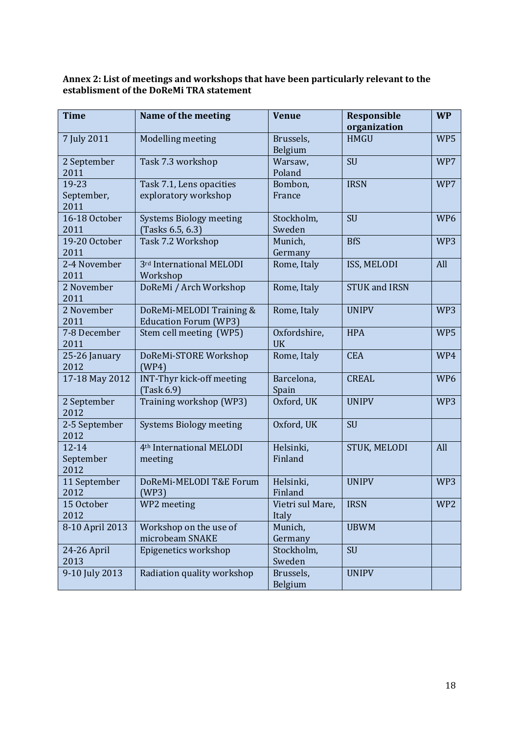**Annex 2: List of meetings and workshops that have been particularly relevant to the establisment of the DoReMi TRA statement**

| Time | Name of the meeting | Venue | Responsible organization | WP |
|---|---|---|---|---|
| 7 July 2011 | Modelling meeting | Brussels, Belgium | HMGU | WP5 |
| 2 September 2011 | Task 7.3 workshop | Warsaw, Poland | SU | WP7 |
| 19-23 September, 2011 | Task 7.1, Lens opacities exploratory workshop | Bombon, France | IRSN | WP7 |
| 16-18 October 2011 | Systems Biology meeting (Tasks 6.5, 6.3) | Stockholm, Sweden | SU | WP6 |
| 19-20 October 2011 | Task 7.2 Workshop | Munich, Germany | BfS | WP3 |
| 2-4 November 2011 | 3rd International MELODI Workshop | Rome, Italy | ISS, MELODI | All |
| 2 November 2011 | DoReMi / Arch Workshop | Rome, Italy | STUK and IRSN | |
| 2 November 2011 | DoReMi-MELODI Training & Education Forum (WP3) | Rome, Italy | UNIPV | WP3 |
| 7-8 December 2011 | Stem cell meeting (WP5) | Oxfordshire, UK | HPA | WP5 |
| 25-26 January 2012 | DoReMi-STORE Workshop (WP4) | Rome, Italy | CEA | WP4 |
| 17-18 May 2012 | INT-Thyr kick-off meeting (Task 6.9) | Barcelona, Spain | CREAL | WP6 |
| 2 September 2012 | Training workshop (WP3) | Oxford, UK | UNIPV | WP3 |
| 2-5 September 2012 | Systems Biology meeting | Oxford, UK | SU | |
| 12-14 September 2012 | 4th International MELODI meeting | Helsinki, Finland | STUK, MELODI | All |
| 11 September 2012 | DoReMi-MELODI T&E Forum (WP3) | Helsinki, Finland | UNIPV | WP3 |
| 15 October 2012 | WP2 meeting | Vietri sul Mare, Italy | IRSN | WP2 |
| 8-10 April 2013 | Workshop on the use of microbeam SNAKE | Munich, Germany | UBWM | |
| 24-26 April 2013 | Epigenetics workshop | Stockholm, Sweden | SU | |
| 9-10 July 2013 | Radiation quality workshop | Brussels, Belgium | UNIPV | |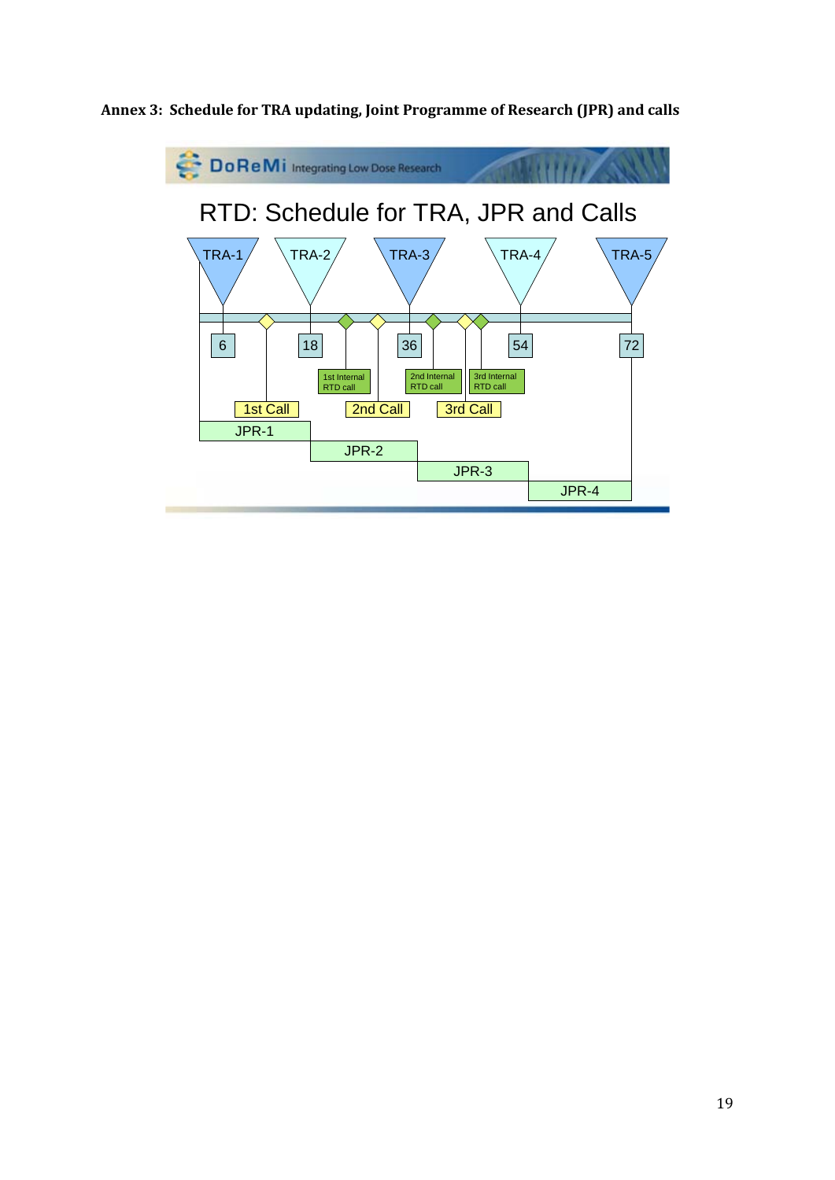**Annex 3: Schedule for TRA updating, Joint Programme of Research (JPR) and calls**

DoReMi Integrating Low Dose Research

RTD: Schedule for TRA, JPR and Calls

TRA-1
TRA-2
TRA-3
TRA-4
TRA-5

6
18
36
54
72

1st Internal RTD call
2nd Internal RTD call
3rd Internal RTD call

1st Call
2nd Call
3rd Call

JPR-1
JPR-2
JPR-3
JPR-4